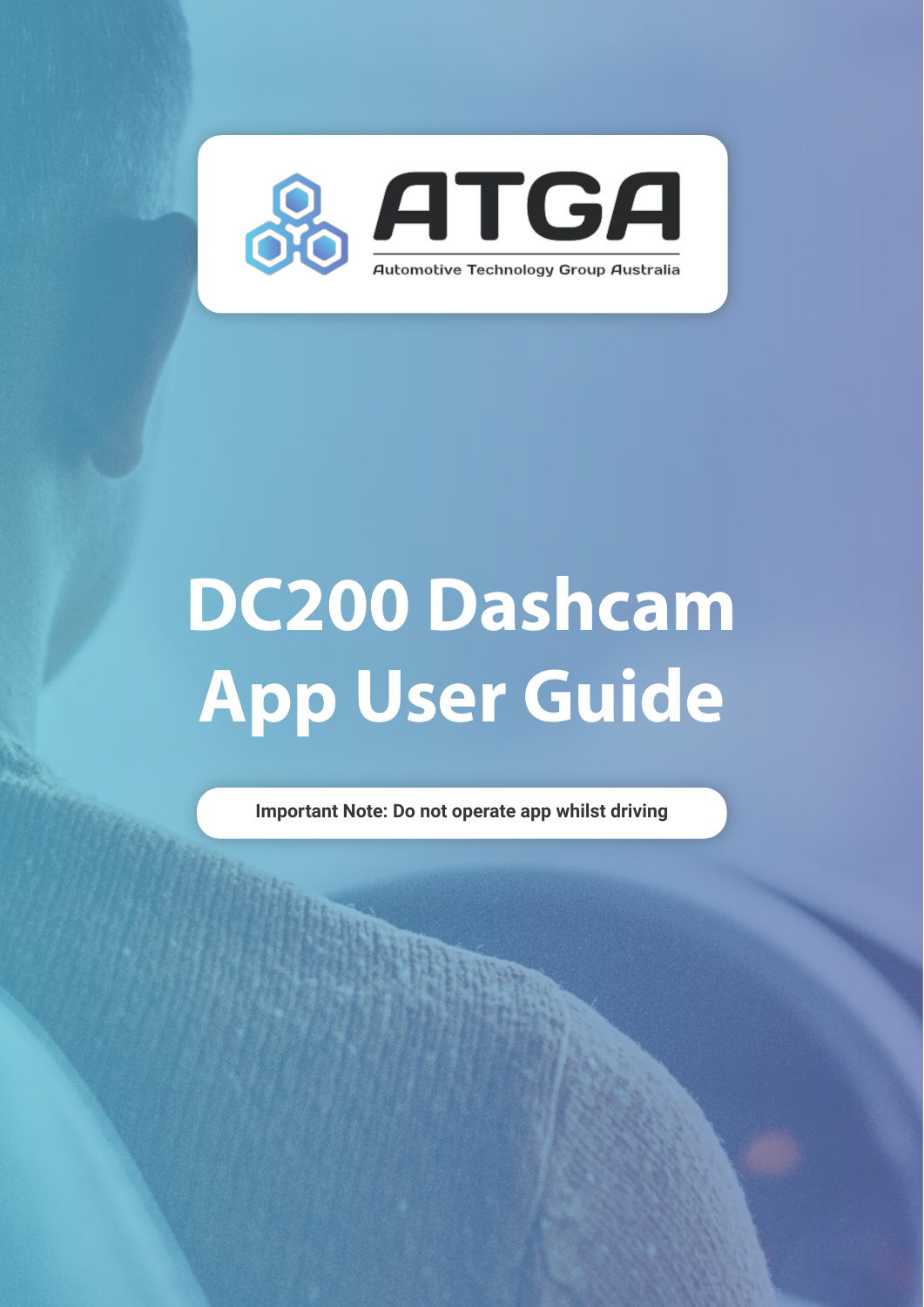ATGA

Automotive Technology Group Australia

# DC200 Dashcam App User Guide

**Important Note: Do not operate app whilst driving**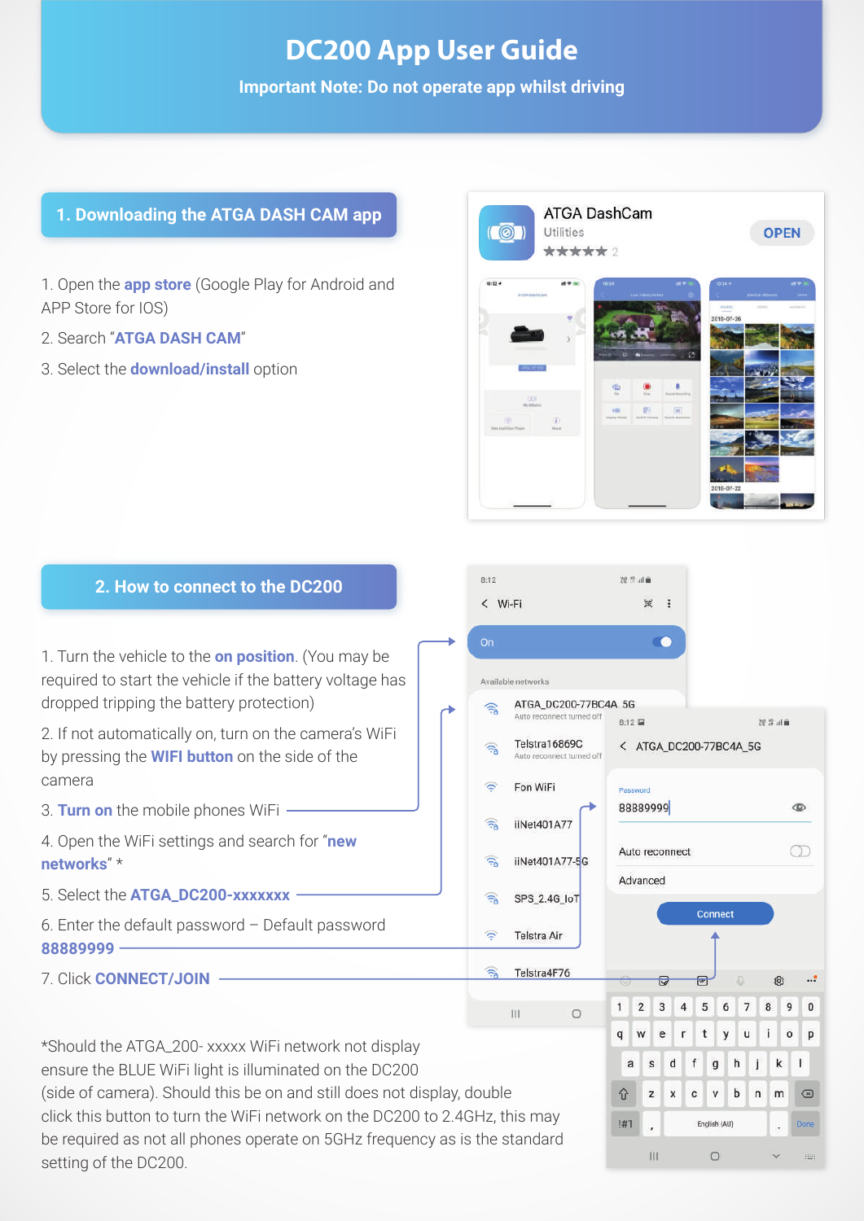# DC200 App User Guide

**Important Note: Do not operate app whilst driving**

## 1. Downloading the ATGA DASH CAM app

1. Open the **app store** (Google Play for Android and APP Store for IOS)
2. Search "**ATGA DASH CAM**"
3. Select the **download/install** option

## 2. How to connect to the DC200

1. Turn the vehicle to the **on position**. (You may be required to start the vehicle if the battery voltage has dropped tripping the battery protection)
2. If not automatically on, turn on the camera's WiFi by pressing the **WIFI button** on the side of the camera
3. **Turn on** the mobile phones WiFi
4. Open the WiFi settings and search for "**new networks**" *
5. Select the **ATGA_DC200-xxxxxxx**
6. Enter the default password – Default password **88889999**
7. Click **CONNECT/JOIN**

*Should the ATGA_200- xxxxx WiFi network not display ensure the BLUE WiFi light is illuminated on the DC200 (side of camera). Should this be on and still does not display, double click this button to turn the WiFi network on the DC200 to 2.4GHz, this may be required as not all phones operate on 5GHz frequency as is the standard setting of the DC200.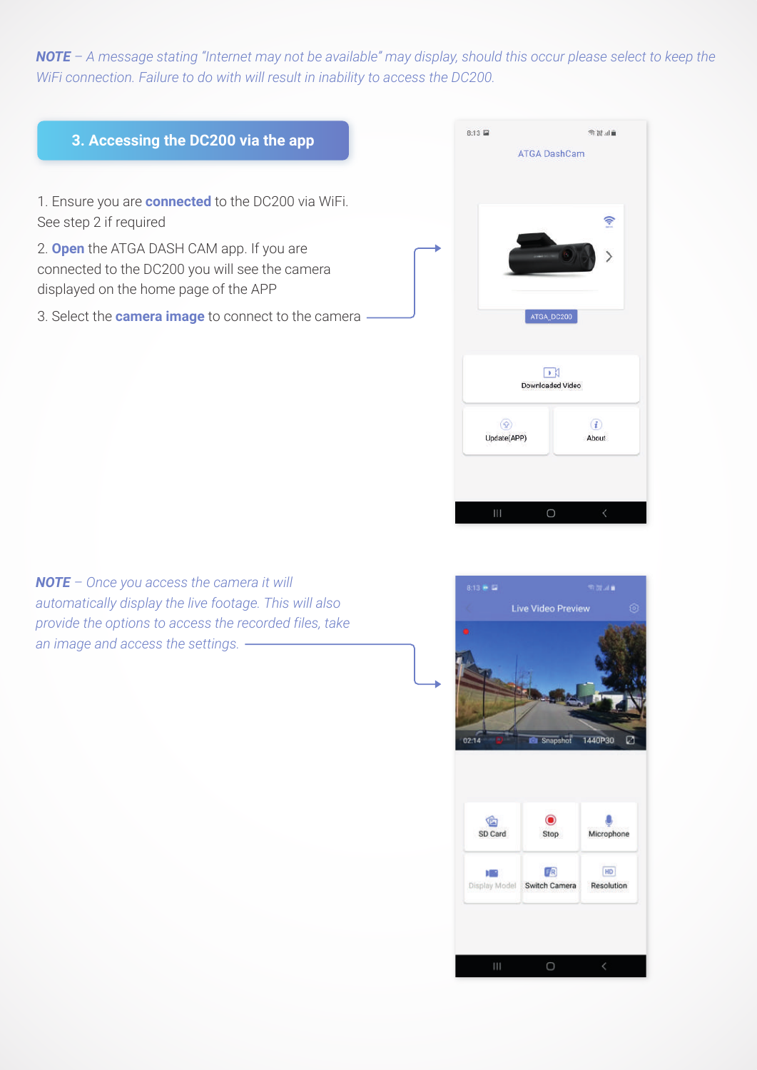*NOTE – A message stating "Internet may not be available" may display, should this occur please select to keep the WiFi connection. Failure to do with will result in inability to access the DC200.*

## 3. Accessing the DC200 via the app

1. Ensure you are **connected** to the DC200 via WiFi. See step 2 if required
2. **Open** the ATGA DASH CAM app. If you are connected to the DC200 you will see the camera displayed on the home page of the APP
3. Select the **camera image** to connect to the camera

*NOTE – Once you access the camera it will automatically display the live footage. This will also provide the options to access the recorded files, take an image and access the settings.*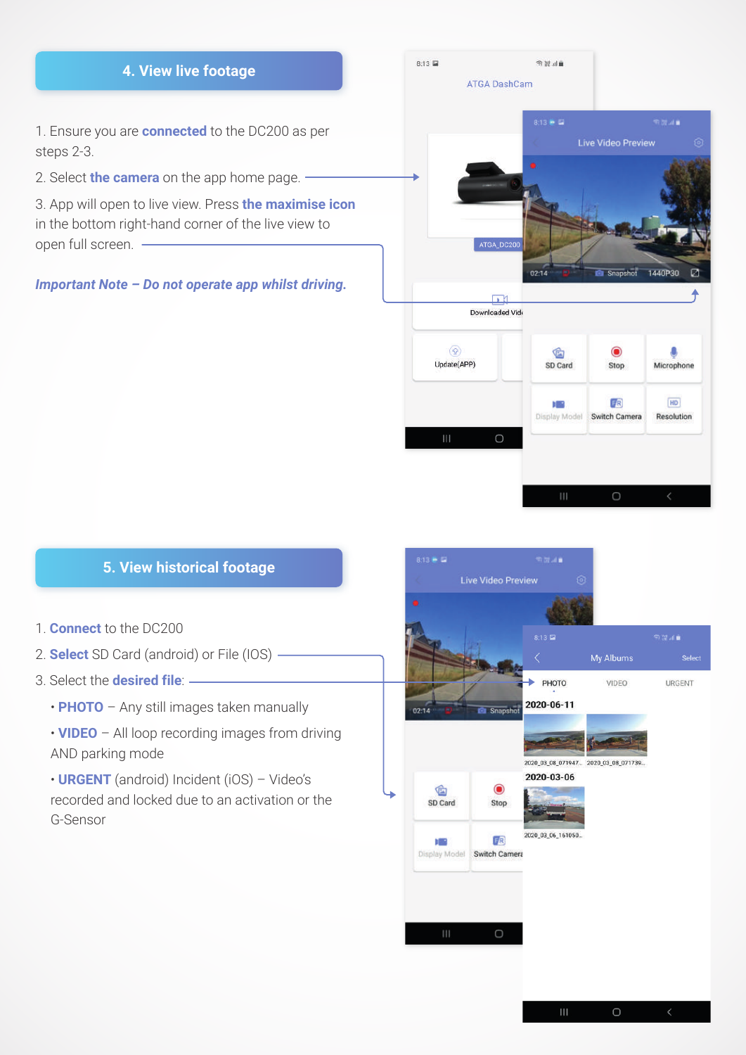## 4. View live footage

1. Ensure you are **connected** to the DC200 as per steps 2-3.
2. Select **the camera** on the app home page.
3. App will open to live view. Press **the maximise icon** in the bottom right-hand corner of the live view to open full screen.

***Important Note – Do not operate app whilst driving.***

## 5. View historical footage

1. **Connect** to the DC200
2. **Select** SD Card (android) or File (IOS)
3. Select the **desired file**:
   - **PHOTO** – Any still images taken manually
   - **VIDEO** – All loop recording images from driving AND parking mode
   - **URGENT** (android) Incident (iOS) – Video's recorded and locked due to an activation or the G-Sensor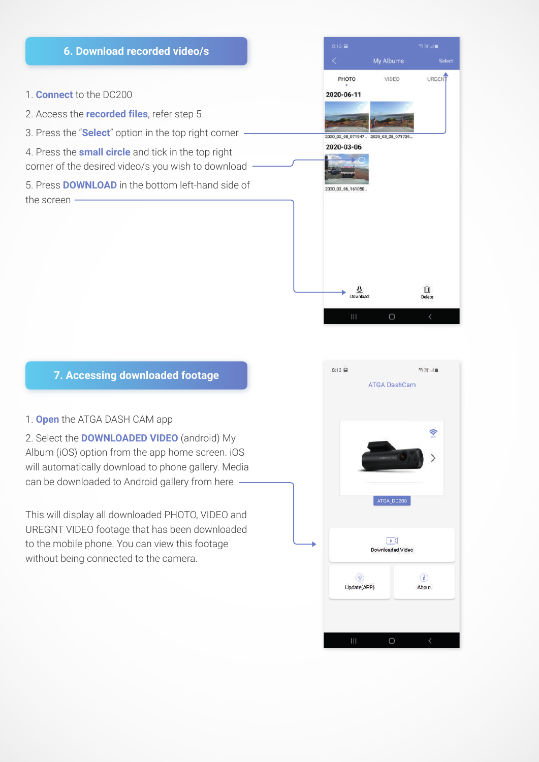## 6. Download recorded video/s

1. **Connect** to the DC200
2. Access the **recorded files**, refer step 5
3. Press the "**Select**" option in the top right corner
4. Press the **small circle** and tick in the top right corner of the desired video/s you wish to download
5. Press **DOWNLOAD** in the bottom left-hand side of the screen

## 7. Accessing downloaded footage

1. **Open** the ATGA DASH CAM app
2. Select the **DOWNLOADED VIDEO** (android) My Album (iOS) option from the app home screen. iOS will automatically download to phone gallery. Media can be downloaded to Android gallery from here

This will display all downloaded PHOTO, VIDEO and UREGNT VIDEO footage that has been downloaded to the mobile phone. You can view this footage without being connected to the camera.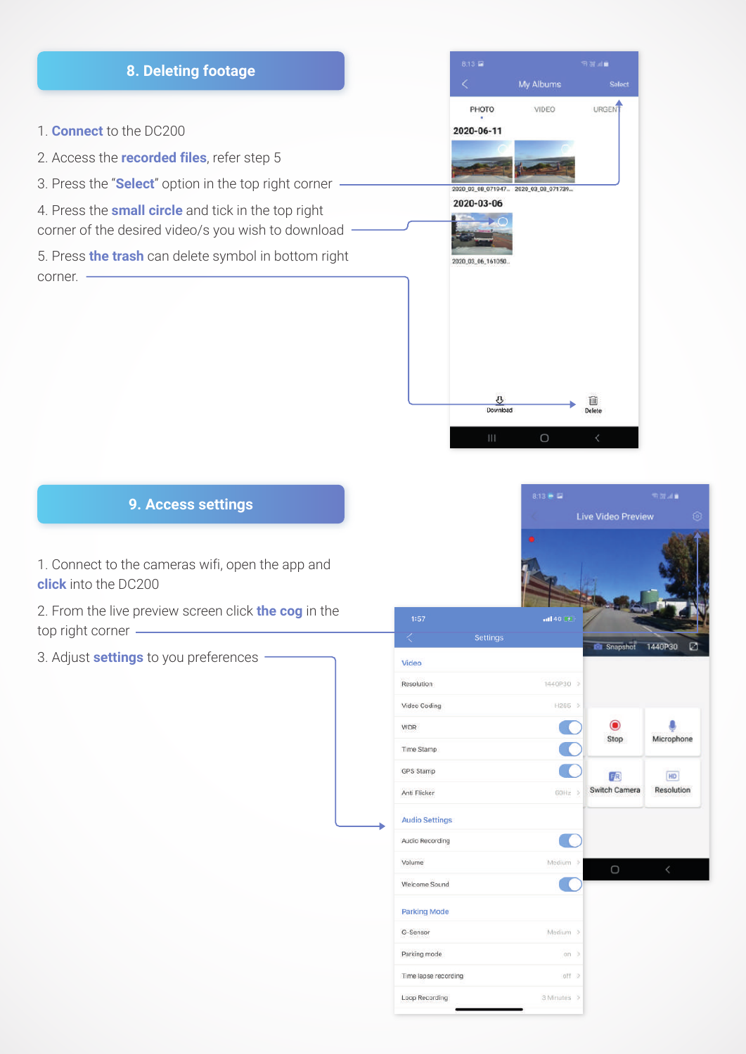## 8. Deleting footage

1. **Connect** to the DC200
2. Access the **recorded files**, refer step 5
3. Press the "**Select**" option in the top right corner
4. Press the **small circle** and tick in the top right corner of the desired video/s you wish to download
5. Press **the trash** can delete symbol in bottom right corner.

## 9. Access settings

1. Connect to the cameras wifi, open the app and **click** into the DC200
2. From the live preview screen click **the cog** in the top right corner
3. Adjust **settings** to you preferences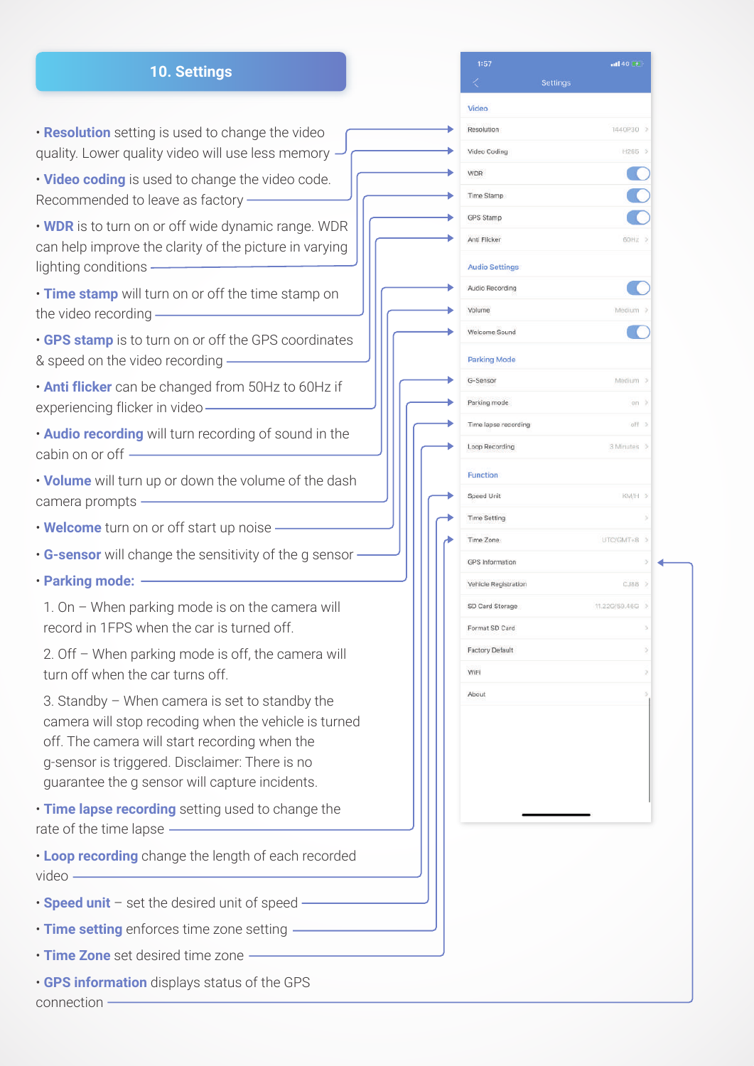## 10. Settings

- **Resolution** setting is used to change the video quality. Lower quality video will use less memory
- **Video coding** is used to change the video code. Recommended to leave as factory
- **WDR** is to turn on or off wide dynamic range. WDR can help improve the clarity of the picture in varying lighting conditions
- **Time stamp** will turn on or off the time stamp on the video recording
- **GPS stamp** is to turn on or off the GPS coordinates & speed on the video recording
- **Anti flicker** can be changed from 50Hz to 60Hz if experiencing flicker in video
- **Audio recording** will turn recording of sound in the cabin on or off
- **Volume** will turn up or down the volume of the dash camera prompts
- **Welcome** turn on or off start up noise
- **G-sensor** will change the sensitivity of the g sensor
- **Parking mode:**

  1. On – When parking mode is on the camera will record in 1FPS when the car is turned off.
  2. Off – When parking mode is off, the camera will turn off when the car turns off.
  3. Standby – When camera is set to standby the camera will stop recoding when the vehicle is turned off. The camera will start recording when the g-sensor is triggered. Disclaimer: There is no guarantee the g sensor will capture incidents.

- **Time lapse recording** setting used to change the rate of the time lapse
- **Loop recording** change the length of each recorded video
- **Speed unit** – set the desired unit of speed
- **Time setting** enforces time zone setting
- **Time Zone** set desired time zone
- **GPS information** displays status of the GPS connection

1:57

Settings

**Video**

| Setting | Value |
|---|---|
| Resolution | 1440P30 |
| Video Coding | H265 |
| WDR | On |
| Time Stamp | On |
| GPS Stamp | On |
| Anti Flicker | 60Hz |

**Audio Settings**

| Setting | Value |
|---|---|
| Audio Recording | On |
| Volume | Medium |
| Welcome Sound | On |

**Parking Mode**

| Setting | Value |
|---|---|
| G-Sensor | Medium |
| Parking mode | on |
| Time lapse recording | off |
| Loop Recording | 3 Minutes |

**Function**

| Setting | Value |
|---|---|
| Speed Unit | KM/H |
| Time Setting | |
| Time Zone | UTC/GMT+8 |
| GPS Information | |
| Vehicle Registration | CJ88 |
| SD Card Storage | 11.22G/59.46G |
| Format SD Card | |
| Factory Default | |
| WIFI | |
| About | |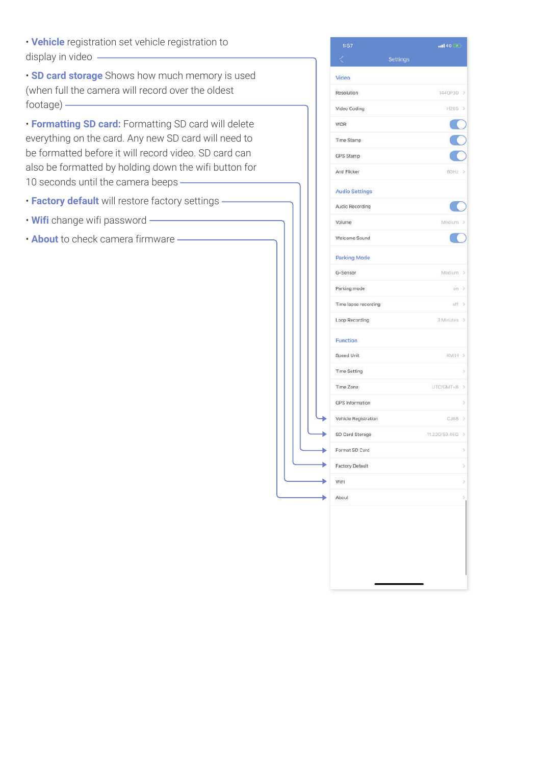- **Vehicle** registration set vehicle registration to display in video
- **SD card storage** Shows how much memory is used (when full the camera will record over the oldest footage)
- **Formatting SD card:** Formatting SD card will delete everything on the card. Any new SD card will need to be formatted before it will record video. SD card can also be formatted by holding down the wifi button for 10 seconds until the camera beeps
- **Factory default** will restore factory settings
- **Wifi** change wifi password
- **About** to check camera firmware

1:57

Settings

Video

Resolution 1440P30

Video Coding H265

WDR

Time Stamp

GPS Stamp

Anti Flicker 60HZ

Audio Settings

Audio Recording

Volume Medium

Welcome Sound

Parking Mode

G-Sensor Medium

Parking mode on

Time lapse recording off

Loop Recording 3 Minutes

Function

Speed Unit KM/H

Time Setting

Time Zone UTC/GMT+8

GPS Information

Vehicle Registration CJ88

SD Card Storage 11.22G/59.46G

Format SD Card

Factory Default

WiFi

About